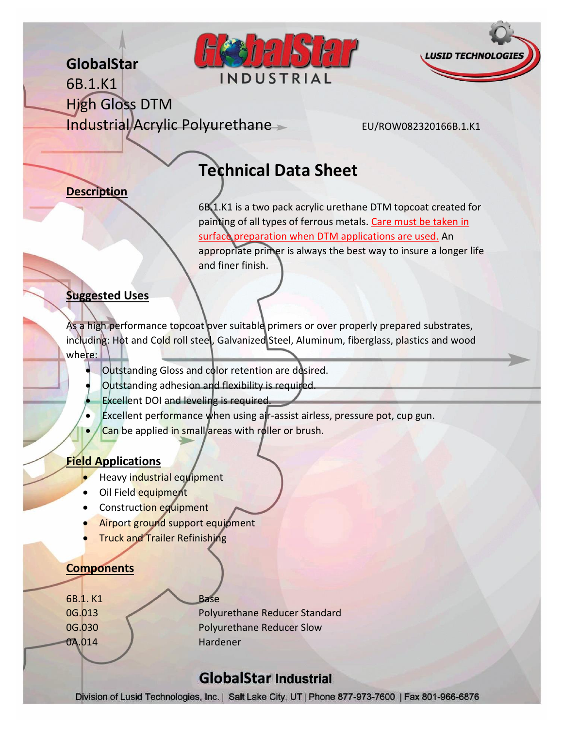GlobalStar
6B.1.K1
High Gloss DTM
Industrial Acrylic Polyurethane

EU/ROW082320166B.1.K1

# Technical Data Sheet

## Description

6B.1.K1 is a two pack acrylic urethane DTM topcoat created for painting of all types of ferrous metals. Care must be taken in surface preparation when DTM applications are used. An appropriate primer is always the best way to insure a longer life and finer finish.

## Suggested Uses

As a high performance topcoat over suitable primers or over properly prepared substrates, including: Hot and Cold roll steel, Galvanized Steel, Aluminum, fiberglass, plastics and wood where:

- Outstanding Gloss and color retention are desired.
- Outstanding adhesion and flexibility is required.
- Excellent DOI and leveling is required.
- Excellent performance when using air-assist airless, pressure pot, cup gun.
- Can be applied in small areas with roller or brush.

## Field Applications

- Heavy industrial equipment
- Oil Field equipment
- Construction equipment
- Airport ground support equipment
- Truck and Trailer Refinishing

## Components

| | |
|---|---|
| 6B.1. K1 | Base |
| 0G.013 | Polyurethane Reducer Standard |
| 0G.030 | Polyurethane Reducer Slow |
| 0A.014 | Hardener |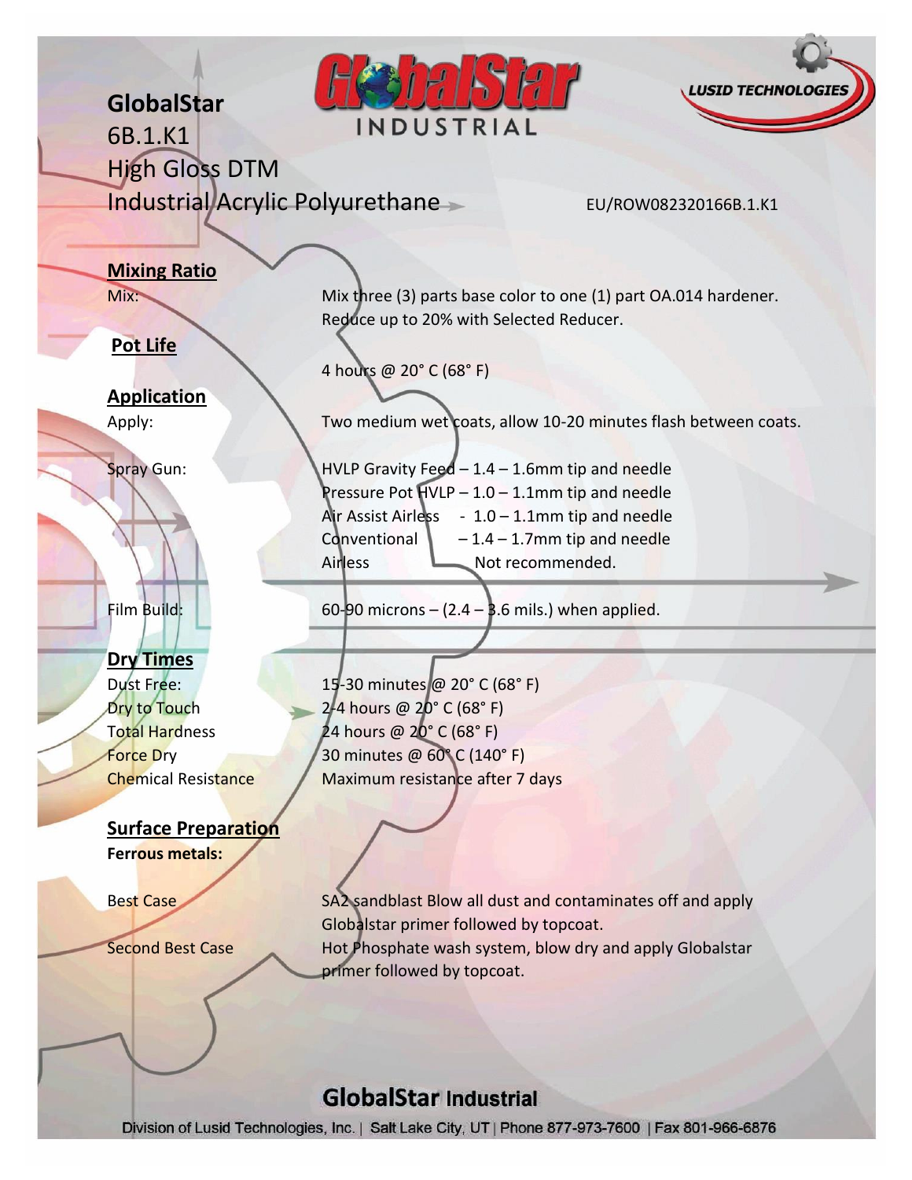# GlobalStar

## 6B.1.K1

## High Gloss DTM

## Industrial Acrylic Polyurethane

EU/ROW082320166B.1.K1

### Mixing Ratio

| | |
|---|---|
| Mix: | Mix three (3) parts base color to one (1) part OA.014 hardener. Reduce up to 20% with Selected Reducer. |

### Pot Life

4 hours @ 20° C (68° F)

### Application

| | |
|---|---|
| Apply: | Two medium wet coats, allow 10-20 minutes flash between coats. |
| Spray Gun: | HVLP Gravity Feed – 1.4 – 1.6mm tip and needle |
| | Pressure Pot HVLP – 1.0 – 1.1mm tip and needle |
| | Air Assist Airless - 1.0 – 1.1mm tip and needle |
| | Conventional – 1.4 – 1.7mm tip and needle |
| | Airless Not recommended. |
| Film Build: | 60-90 microns – (2.4 – 3.6 mils.) when applied. |

### Dry Times

| | |
|---|---|
| Dust Free: | 15-30 minutes @ 20° C (68° F) |
| Dry to Touch | 2-4 hours @ 20° C (68° F) |
| Total Hardness | 24 hours @ 20° C (68° F) |
| Force Dry | 30 minutes @ 60° C (140° F) |
| Chemical Resistance | Maximum resistance after 7 days |

### Surface Preparation

**Ferrous metals:**

| | |
|---|---|
| Best Case | SA2 sandblast Blow all dust and contaminates off and apply Globalstar primer followed by topcoat. |
| Second Best Case | Hot Phosphate wash system, blow dry and apply Globalstar primer followed by topcoat. |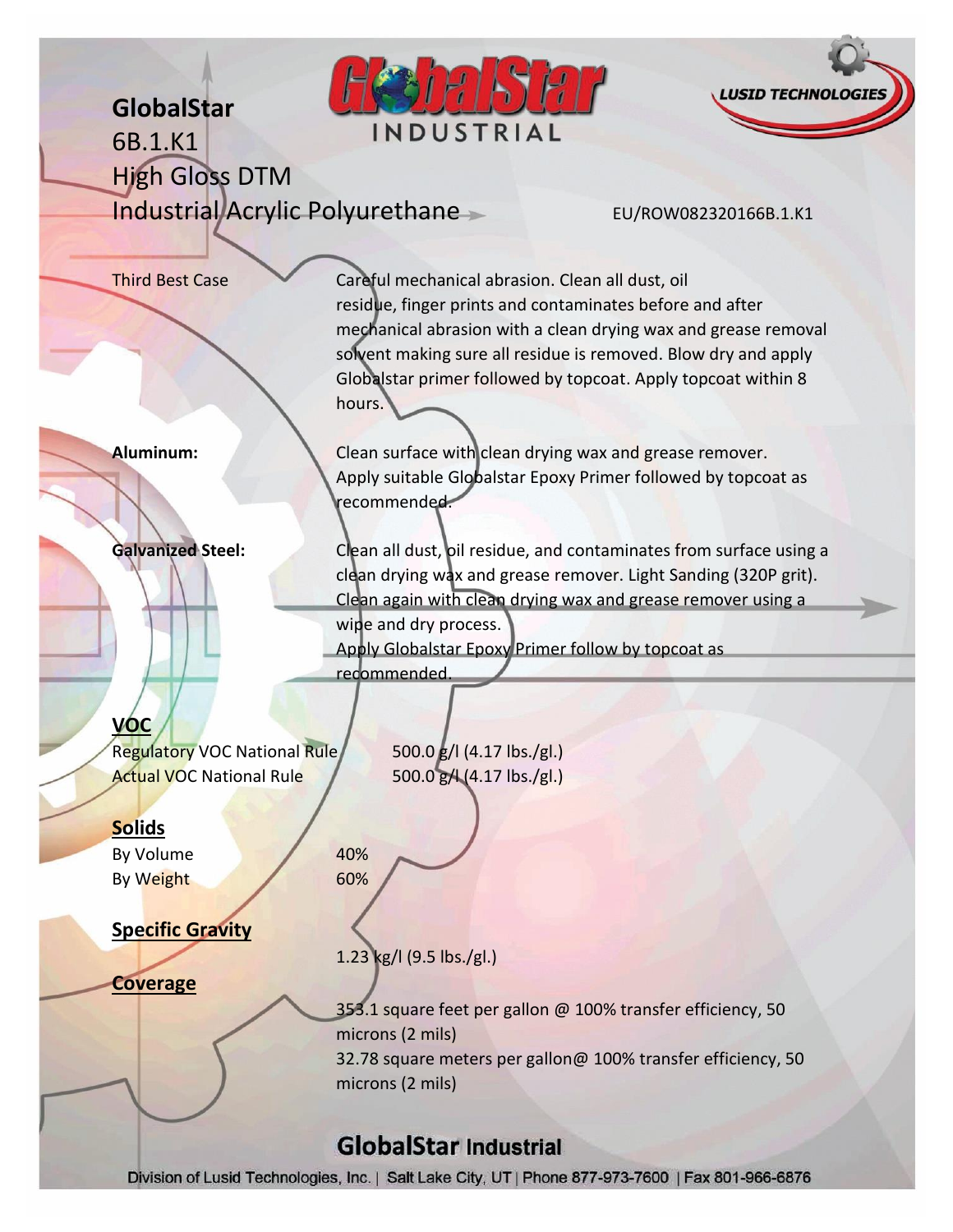**GlobalStar**
6B.1.K1
High Gloss DTM
Industrial Acrylic Polyurethane

EU/ROW082320166B.1.K1

| | |
|---|---|
| Third Best Case | Careful mechanical abrasion. Clean all dust, oil residue, finger prints and contaminates before and after mechanical abrasion with a clean drying wax and grease removal solvent making sure all residue is removed. Blow dry and apply Globalstar primer followed by topcoat. Apply topcoat within 8 hours. |
| **Aluminum:** | Clean surface with clean drying wax and grease remover. Apply suitable Globalstar Epoxy Primer followed by topcoat as recommended. |
| **Galvanized Steel:** | Clean all dust, oil residue, and contaminates from surface using a clean drying wax and grease remover. Light Sanding (320P grit). Clean again with clean drying wax and grease remover using a wipe and dry process. Apply Globalstar Epoxy Primer follow by topcoat as recommended. |

**VOC**

| | |
|---|---|
| Regulatory VOC National Rule | 500.0 g/l (4.17 lbs./gl.) |
| Actual VOC National Rule | 500.0 g/l (4.17 lbs./gl.) |

**Solids**

| | |
|---|---|
| By Volume | 40% |
| By Weight | 60% |

**Specific Gravity**

1.23 kg/l (9.5 lbs./gl.)

**Coverage**

353.1 square feet per gallon @ 100% transfer efficiency, 50 microns (2 mils)
32.78 square meters per gallon@ 100% transfer efficiency, 50 microns (2 mils)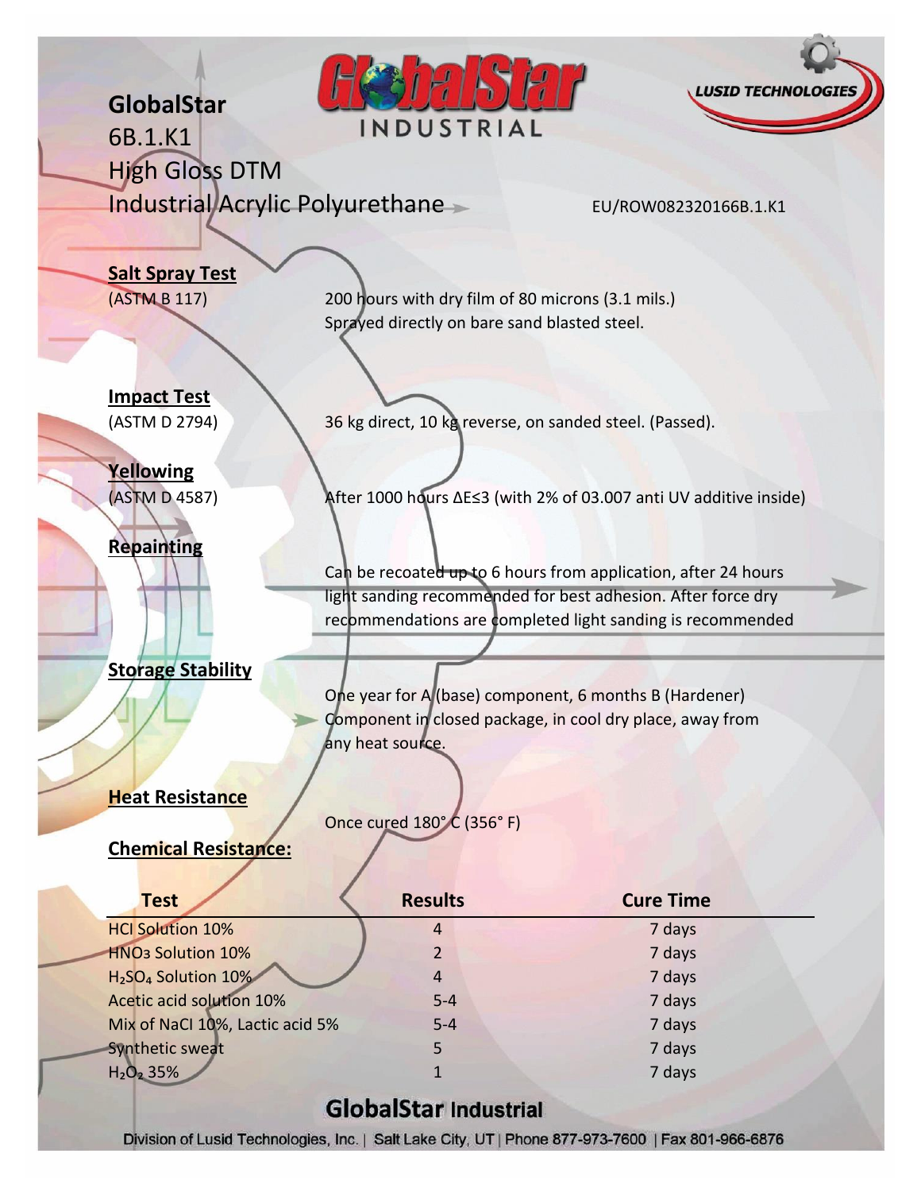# GlobalStar

## 6B.1.K1

## High Gloss DTM

## Industrial Acrylic Polyurethane

EU/ROW082320166B.1.K1

**Salt Spray Test**

(ASTM B 117) — 200 hours with dry film of 80 microns (3.1 mils.) Sprayed directly on bare sand blasted steel.

**Impact Test**

(ASTM D 2794) — 36 kg direct, 10 kg reverse, on sanded steel. (Passed).

**Yellowing**

(ASTM D 4587) — After 1000 hours ΔE≤3 (with 2% of 03.007 anti UV additive inside)

**Repainting**

Can be recoated up to 6 hours from application, after 24 hours light sanding recommended for best adhesion. After force dry recommendations are completed light sanding is recommended

**Storage Stability**

One year for A (base) component, 6 months B (Hardener) Component in closed package, in cool dry place, away from any heat source.

**Heat Resistance**

Once cured 180° C (356° F)

**Chemical Resistance:**

| Test | Results | Cure Time |
|---|---|---|
| HCl Solution 10% | 4 | 7 days |
| $HNO_3$ Solution 10% | 2 | 7 days |
| $H_2SO_4$ Solution 10% | 4 | 7 days |
| Acetic acid solution 10% | 5-4 | 7 days |
| Mix of NaCl 10%, Lactic acid 5% | 5-4 | 7 days |
| Synthetic sweat | 5 | 7 days |
| $H_2O_2$ 35% | 1 | 7 days |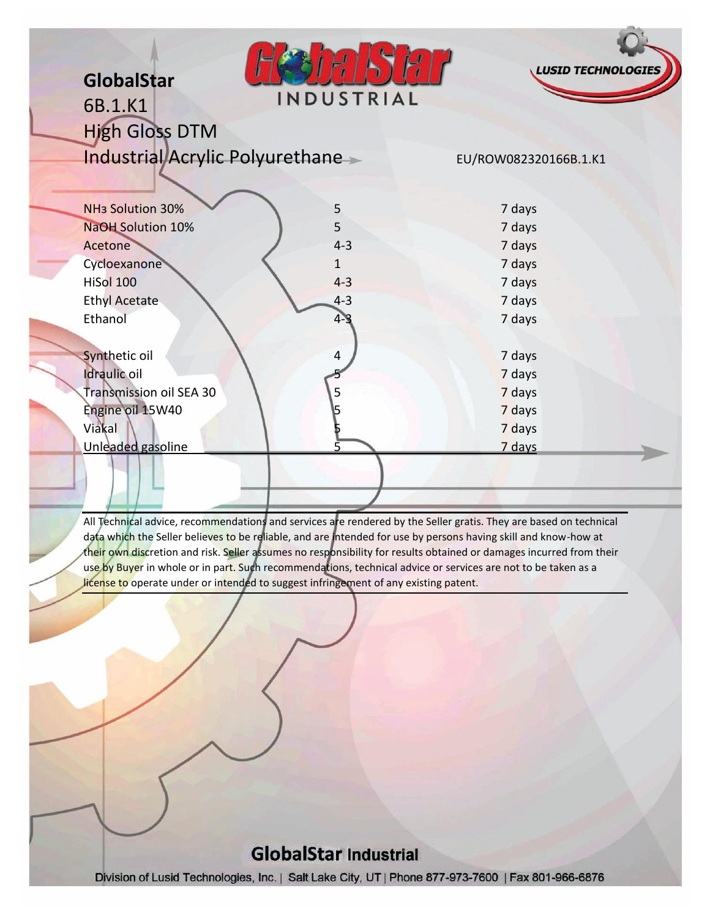**GlobalStar**

6B.1.K1

High Gloss DTM

Industrial Acrylic Polyurethane

EU/ROW082320166B.1.K1

| | | |
|---|---|---|
| $NH_3$ Solution 30% | 5 | 7 days |
| NaOH Solution 10% | 5 | 7 days |
| Acetone | 4-3 | 7 days |
| Cycloexanone | 1 | 7 days |
| HiSol 100 | 4-3 | 7 days |
| Ethyl Acetate | 4-3 | 7 days |
| Ethanol | 4-3 | 7 days |
| Synthetic oil | 4 | 7 days |
| Idraulic oil | 5 | 7 days |
| Transmission oil SEA 30 | 5 | 7 days |
| Engine oil 15W40 | 5 | 7 days |
| Viakal | 5 | 7 days |
| Unleaded gasoline | 5 | 7 days |

All Technical advice, recommendations and services are rendered by the Seller gratis. They are based on technical data which the Seller believes to be reliable, and are intended for use by persons having skill and know-how at their own discretion and risk. Seller assumes no responsibility for results obtained or damages incurred from their use by Buyer in whole or in part. Such recommendations, technical advice or services are not to be taken as a license to operate under or intended to suggest infringement of any existing patent.